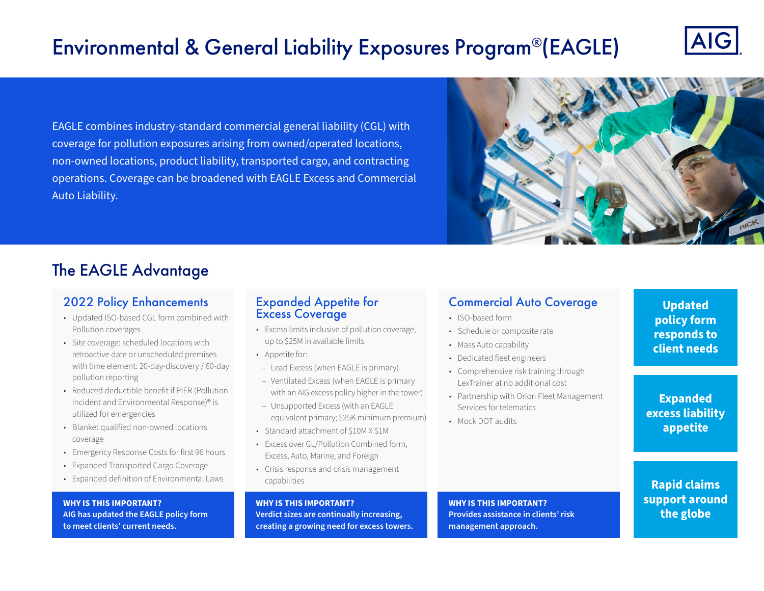# Environmental & General Liability Exposures Program®(EAGLE)

EAGLE combines industry-standard commercial general liability (CGL) with coverage for pollution exposures arising from owned/operated locations, non-owned locations, product liability, transported cargo, and contracting operations. Coverage can be broadened with EAGLE Excess and Commercial Auto Liability.

## The EAGLE Advantage

### 2022 Policy Enhancements

- Updated ISO-based CGL form combined with Pollution coverages
- Site coverage: scheduled locations with retroactive date or unscheduled premises with time element: 20-day-discovery / 60-day pollution reporting
- Reduced deductible benefit if PIER (Pollution Incident and Environmental Response)® is utilized for emergencies
- Blanket qualified non-owned locations coverage
- Emergency Response Costs for first 96 hours
- Expanded Transported Cargo Coverage
- Expanded definition of Environmental Laws

**WHY IS THIS IMPORTANT?**
**AIG has updated the EAGLE policy form to meet clients' current needs.**

### Expanded Appetite for Excess Coverage

- Excess limits inclusive of pollution coverage, up to $25M in available limits
- Appetite for:
  - Lead Excess (when EAGLE is primary)
  - Ventilated Excess (when EAGLE is primary with an AIG excess policy higher in the tower)
  - Unsupported Excess (with an EAGLE equivalent primary; $25K minimum premium)
- Standard attachment of $10M X $1M
- Excess over GL/Pollution Combined form, Excess, Auto, Marine, and Foreign
- Crisis response and crisis management capabilities

**WHY IS THIS IMPORTANT?**
**Verdict sizes are continually increasing, creating a growing need for excess towers.**

### Commercial Auto Coverage

- ISO-based form
- Schedule or composite rate
- Mass Auto capability
- Dedicated fleet engineers
- Comprehensive risk training through LexTrainer at no additional cost
- Partnership with Orion Fleet Management Services for telematics
- Mock DOT audits

**WHY IS THIS IMPORTANT?**
**Provides assistance in clients' risk management approach.**

**Updated policy form responds to client needs**

**Expanded excess liability appetite**

**Rapid claims support around the globe**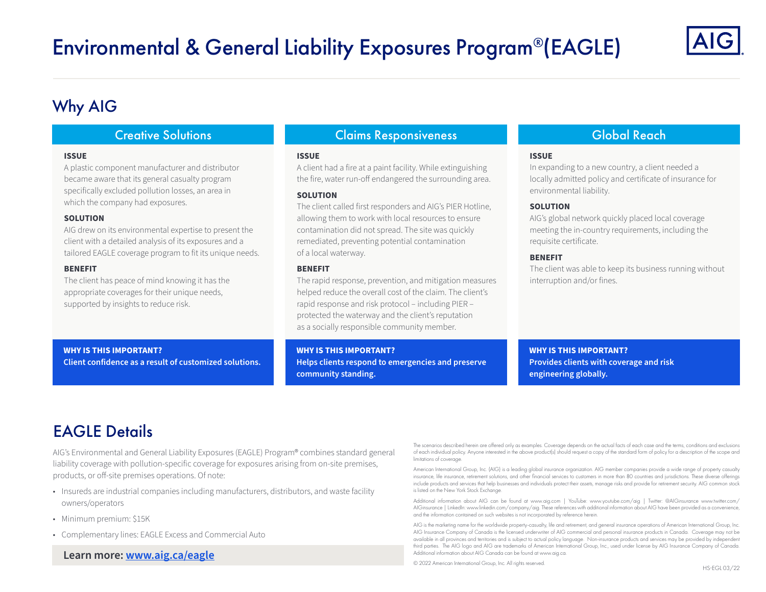# Environmental & General Liability Exposures Program®(EAGLE)

## Why AIG

### Creative Solutions

**ISSUE**

A plastic component manufacturer and distributor became aware that its general casualty program specifically excluded pollution losses, an area in which the company had exposures.

**SOLUTION**

AIG drew on its environmental expertise to present the client with a detailed analysis of its exposures and a tailored EAGLE coverage program to fit its unique needs.

**BENEFIT**

The client has peace of mind knowing it has the appropriate coverages for their unique needs, supported by insights to reduce risk.

**WHY IS THIS IMPORTANT?**
**Client confidence as a result of customized solutions.**

### Claims Responsiveness

**ISSUE**

A client had a fire at a paint facility. While extinguishing the fire, water run-off endangered the surrounding area.

**SOLUTION**

The client called first responders and AIG's PIER Hotline, allowing them to work with local resources to ensure contamination did not spread. The site was quickly remediated, preventing potential contamination of a local waterway.

**BENEFIT**

The rapid response, prevention, and mitigation measures helped reduce the overall cost of the claim. The client's rapid response and risk protocol – including PIER – protected the waterway and the client's reputation as a socially responsible community member.

**WHY IS THIS IMPORTANT?**
**Helps clients respond to emergencies and preserve community standing.**

### Global Reach

**ISSUE**

In expanding to a new country, a client needed a locally admitted policy and certificate of insurance for environmental liability.

**SOLUTION**

AIG's global network quickly placed local coverage meeting the in-country requirements, including the requisite certificate.

**BENEFIT**

The client was able to keep its business running without interruption and/or fines.

**WHY IS THIS IMPORTANT?**
**Provides clients with coverage and risk engineering globally.**

## EAGLE Details

AIG's Environmental and General Liability Exposures (EAGLE) Program® combines standard general liability coverage with pollution-specific coverage for exposures arising from on-site premises, products, or off-site premises operations. Of note:

- Insureds are industrial companies including manufacturers, distributors, and waste facility owners/operators
- Minimum premium: $15K
- Complementary lines: EAGLE Excess and Commercial Auto

**Learn more: [www.aig.ca/eagle](www.aig.ca/eagle)**

The scenarios described herein are offered only as examples. Coverage depends on the actual facts of each case and the terms, conditions and exclusions of each individual policy. Anyone interested in the above product(s) should request a copy of the standard form of policy for a description of the scope and limitations of coverage.

American International Group, Inc. (AIG) is a leading global insurance organization. AIG member companies provide a wide range of property casualty insurance, life insurance, retirement solutions, and other financial services to customers in more than 80 countries and jurisdictions. These diverse offerings include products and services that help businesses and individuals protect their assets, manage risks and provide for retirement security. AIG common stock is listed on the New York Stock Exchange.

Additional information about AIG can be found at www.aig.com | YouTube: www.youtube.com/aig | Twitter: @AIGinsurance www.twitter.com/AIGinsurance | LinkedIn: www.linkedin.com/company/aig. These references with additional information about AIG have been provided as a convenience, and the information contained on such websites is not incorporated by reference herein.

AIG is the marketing name for the worldwide property-casualty, life and retirement, and general insurance operations of American International Group, Inc. AIG Insurance Company of Canada is the licensed underwriter of AIG commercial and personal insurance products in Canada. Coverage may not be available in all provinces and territories and is subject to actual policy language. Non-insurance products and services may be provided by independent third parties. The AIG logo and AIG are trademarks of American International Group, Inc., used under license by AIG Insurance Company of Canada. Additional information about AIG Canada can be found at www.aig.ca.

© 2022 American International Group, Inc. All rights reserved.

HS-EGL 03/22